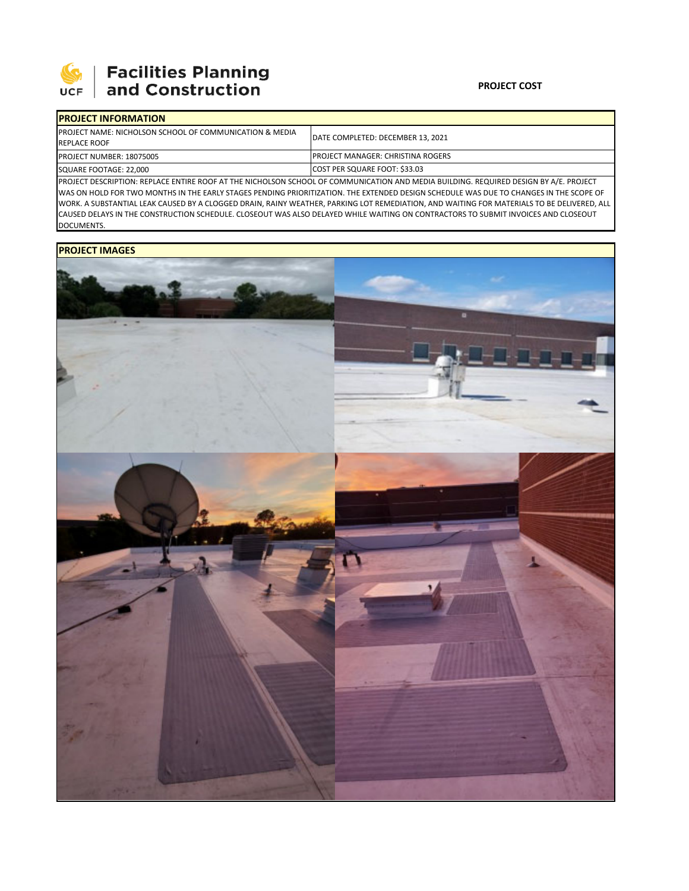Facilities Planning and Construction

**PROJECT COST**

| PROJECT INFORMATION | |
|---|---|
| PROJECT NAME: NICHOLSON SCHOOL OF COMMUNICATION & MEDIA REPLACE ROOF | DATE COMPLETED: DECEMBER 13, 2021 |
| PROJECT NUMBER: 18075005 | PROJECT MANAGER: CHRISTINA ROGERS |
| SQUARE FOOTAGE: 22,000 | COST PER SQUARE FOOT: $33.03 |

PROJECT DESCRIPTION: REPLACE ENTIRE ROOF AT THE NICHOLSON SCHOOL OF COMMUNICATION AND MEDIA BUILDING. REQUIRED DESIGN BY A/E. PROJECT WAS ON HOLD FOR TWO MONTHS IN THE EARLY STAGES PENDING PRIORITIZATION. THE EXTENDED DESIGN SCHEDULE WAS DUE TO CHANGES IN THE SCOPE OF WORK. A SUBSTANTIAL LEAK CAUSED BY A CLOGGED DRAIN, RAINY WEATHER, PARKING LOT REMEDIATION, AND WAITING FOR MATERIALS TO BE DELIVERED, ALL CAUSED DELAYS IN THE CONSTRUCTION SCHEDULE. CLOSEOUT WAS ALSO DELAYED WHILE WAITING ON CONTRACTORS TO SUBMIT INVOICES AND CLOSEOUT DOCUMENTS.

**PROJECT IMAGES**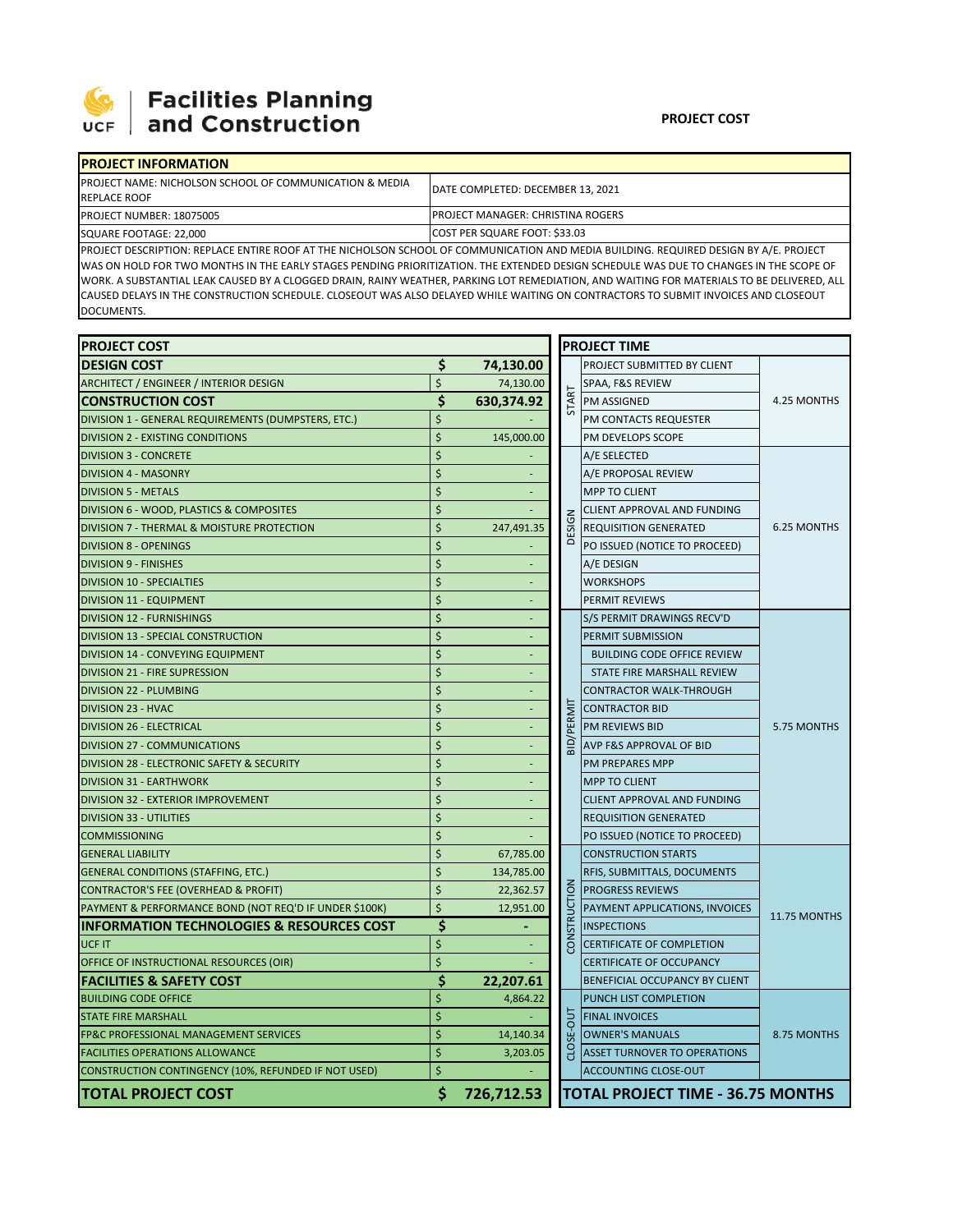Facilities Planning and Construction

**PROJECT COST**

| PROJECT INFORMATION | |
|---|---|
| PROJECT NAME: NICHOLSON SCHOOL OF COMMUNICATION & MEDIA REPLACE ROOF | DATE COMPLETED: DECEMBER 13, 2021 |
| PROJECT NUMBER: 18075005 | PROJECT MANAGER: CHRISTINA ROGERS |
| SQUARE FOOTAGE: 22,000 | COST PER SQUARE FOOT: $33.03 |

PROJECT DESCRIPTION: REPLACE ENTIRE ROOF AT THE NICHOLSON SCHOOL OF COMMUNICATION AND MEDIA BUILDING. REQUIRED DESIGN BY A/E. PROJECT WAS ON HOLD FOR TWO MONTHS IN THE EARLY STAGES PENDING PRIORITIZATION. THE EXTENDED DESIGN SCHEDULE WAS DUE TO CHANGES IN THE SCOPE OF WORK. A SUBSTANTIAL LEAK CAUSED BY A CLOGGED DRAIN, RAINY WEATHER, PARKING LOT REMEDIATION, AND WAITING FOR MATERIALS TO BE DELIVERED, ALL CAUSED DELAYS IN THE CONSTRUCTION SCHEDULE. CLOSEOUT WAS ALSO DELAYED WHILE WAITING ON CONTRACTORS TO SUBMIT INVOICES AND CLOSEOUT DOCUMENTS.

| PROJECT COST | |
|---|---|
| **DESIGN COST** | **$ 74,130.00** |
| ARCHITECT / ENGINEER / INTERIOR DESIGN | $ 74,130.00 |
| **CONSTRUCTION COST** | **$ 630,374.92** |
| DIVISION 1 - GENERAL REQUIREMENTS (DUMPSTERS, ETC.) | $ - |
| DIVISION 2 - EXISTING CONDITIONS | $ 145,000.00 |
| DIVISION 3 - CONCRETE | $ - |
| DIVISION 4 - MASONRY | $ - |
| DIVISION 5 - METALS | $ - |
| DIVISION 6 - WOOD, PLASTICS & COMPOSITES | $ - |
| DIVISION 7 - THERMAL & MOISTURE PROTECTION | $ 247,491.35 |
| DIVISION 8 - OPENINGS | $ - |
| DIVISION 9 - FINISHES | $ - |
| DIVISION 10 - SPECIALTIES | $ - |
| DIVISION 11 - EQUIPMENT | $ - |
| DIVISION 12 - FURNISHINGS | $ - |
| DIVISION 13 - SPECIAL CONSTRUCTION | $ - |
| DIVISION 14 - CONVEYING EQUIPMENT | $ - |
| DIVISION 21 - FIRE SUPRESSION | $ - |
| DIVISION 22 - PLUMBING | $ - |
| DIVISION 23 - HVAC | $ - |
| DIVISION 26 - ELECTRICAL | $ - |
| DIVISION 27 - COMMUNICATIONS | $ - |
| DIVISION 28 - ELECTRONIC SAFETY & SECURITY | $ - |
| DIVISION 31 - EARTHWORK | $ - |
| DIVISION 32 - EXTERIOR IMPROVEMENT | $ - |
| DIVISION 33 - UTILITIES | $ - |
| COMMISSIONING | $ - |
| GENERAL LIABILITY | $ 67,785.00 |
| GENERAL CONDITIONS (STAFFING, ETC.) | $ 134,785.00 |
| CONTRACTOR'S FEE (OVERHEAD & PROFIT) | $ 22,362.57 |
| PAYMENT & PERFORMANCE BOND (NOT REQ'D IF UNDER $100K) | $ 12,951.00 |
| **INFORMATION TECHNOLOGIES & RESOURCES COST** | **$ -** |
| UCF IT | $ - |
| OFFICE OF INSTRUCTIONAL RESOURCES (OIR) | $ - |
| **FACILITIES & SAFETY COST** | **$ 22,207.61** |
| BUILDING CODE OFFICE | $ 4,864.22 |
| STATE FIRE MARSHALL | $ - |
| FP&C PROFESSIONAL MANAGEMENT SERVICES | $ 14,140.34 |
| FACILITIES OPERATIONS ALLOWANCE | $ 3,203.05 |
| CONSTRUCTION CONTINGENCY (10%, REFUNDED IF NOT USED) | $ - |
| **TOTAL PROJECT COST** | **$ 726,712.53** |

| PROJECT TIME | | |
|---|---|---|
| START | PROJECT SUBMITTED BY CLIENT | 4.25 MONTHS |
| | SPAA, F&S REVIEW | |
| | PM ASSIGNED | |
| | PM CONTACTS REQUESTER | |
| | PM DEVELOPS SCOPE | |
| DESIGN | A/E SELECTED | 6.25 MONTHS |
| | A/E PROPOSAL REVIEW | |
| | MPP TO CLIENT | |
| | CLIENT APPROVAL AND FUNDING | |
| | REQUISITION GENERATED | |
| | PO ISSUED (NOTICE TO PROCEED) | |
| | A/E DESIGN | |
| | WORKSHOPS | |
| | PERMIT REVIEWS | |
| BID/PERMIT | S/S PERMIT DRAWINGS RECV'D | 5.75 MONTHS |
| | PERMIT SUBMISSION | |
| | BUILDING CODE OFFICE REVIEW | |
| | STATE FIRE MARSHALL REVIEW | |
| | CONTRACTOR WALK-THROUGH | |
| | CONTRACTOR BID | |
| | PM REVIEWS BID | |
| | AVP F&S APPROVAL OF BID | |
| | PM PREPARES MPP | |
| | MPP TO CLIENT | |
| | CLIENT APPROVAL AND FUNDING | |
| | REQUISITION GENERATED | |
| | PO ISSUED (NOTICE TO PROCEED) | |
| CONSTRUCTION | CONSTRUCTION STARTS | 11.75 MONTHS |
| | RFIS, SUBMITTALS, DOCUMENTS | |
| | PROGRESS REVIEWS | |
| | PAYMENT APPLICATIONS, INVOICES | |
| | INSPECTIONS | |
| | CERTIFICATE OF COMPLETION | |
| | CERTIFICATE OF OCCUPANCY | |
| | BENEFICIAL OCCUPANCY BY CLIENT | |
| CLOSE-OUT | PUNCH LIST COMPLETION | 8.75 MONTHS |
| | FINAL INVOICES | |
| | OWNER'S MANUALS | |
| | ASSET TURNOVER TO OPERATIONS | |
| | ACCOUNTING CLOSE-OUT | |
| **TOTAL PROJECT TIME - 36.75 MONTHS** | | |